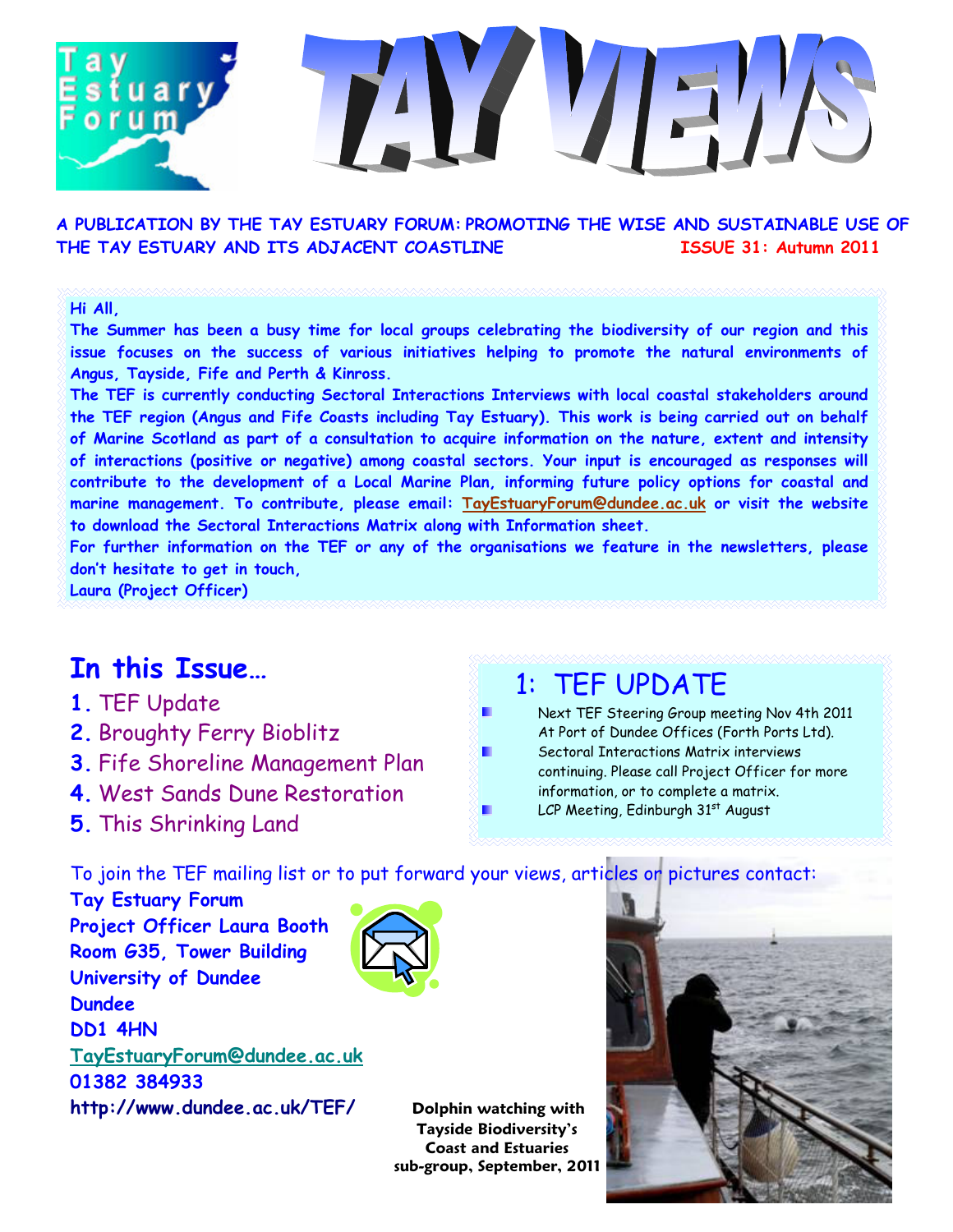# TAY VIEWS

Tay Estuary Forum

**A PUBLICATION BY THE TAY ESTUARY FORUM: PROMOTING THE WISE AND SUSTAINABLE USE OF THE TAY ESTUARY AND ITS ADJACENT COASTLINE** **ISSUE 31: Autumn 2011**

**Hi All,**

**The Summer has been a busy time for local groups celebrating the biodiversity of our region and this issue focuses on the success of various initiatives helping to promote the natural environments of Angus, Tayside, Fife and Perth & Kinross.**

**The TEF is currently conducting Sectoral Interactions Interviews with local coastal stakeholders around the TEF region (Angus and Fife Coasts including Tay Estuary). This work is being carried out on behalf of Marine Scotland as part of a consultation to acquire information on the nature, extent and intensity of interactions (positive or negative) among coastal sectors. Your input is encouraged as responses will contribute to the development of a Local Marine Plan, informing future policy options for coastal and marine management. To contribute, please email: TayEstuaryForum@dundee.ac.uk or visit the website to download the Sectoral Interactions Matrix along with Information sheet.**

**For further information on the TEF or any of the organisations we feature in the newsletters, please don't hesitate to get in touch,**

**Laura (Project Officer)**

## In this Issue…

1. TEF Update
2. Broughty Ferry Bioblitz
3. Fife Shoreline Management Plan
4. West Sands Dune Restoration
5. This Shrinking Land

## 1: TEF UPDATE

- Next TEF Steering Group meeting Nov 4th 2011 At Port of Dundee Offices (Forth Ports Ltd).
- Sectoral Interactions Matrix interviews continuing. Please call Project Officer for more information, or to complete a matrix.
- LCP Meeting, Edinburgh 31st August

To join the TEF mailing list or to put forward your views, articles or pictures contact:

**Tay Estuary Forum**
**Project Officer Laura Booth**
**Room G35, Tower Building**
**University of Dundee**
**Dundee**
**DD1 4HN**
**TayEstuaryForum@dundee.ac.uk**
**01382 384933**
**http://www.dundee.ac.uk/TEF/**

**Dolphin watching with Tayside Biodiversity's Coast and Estuaries sub-group, September, 2011**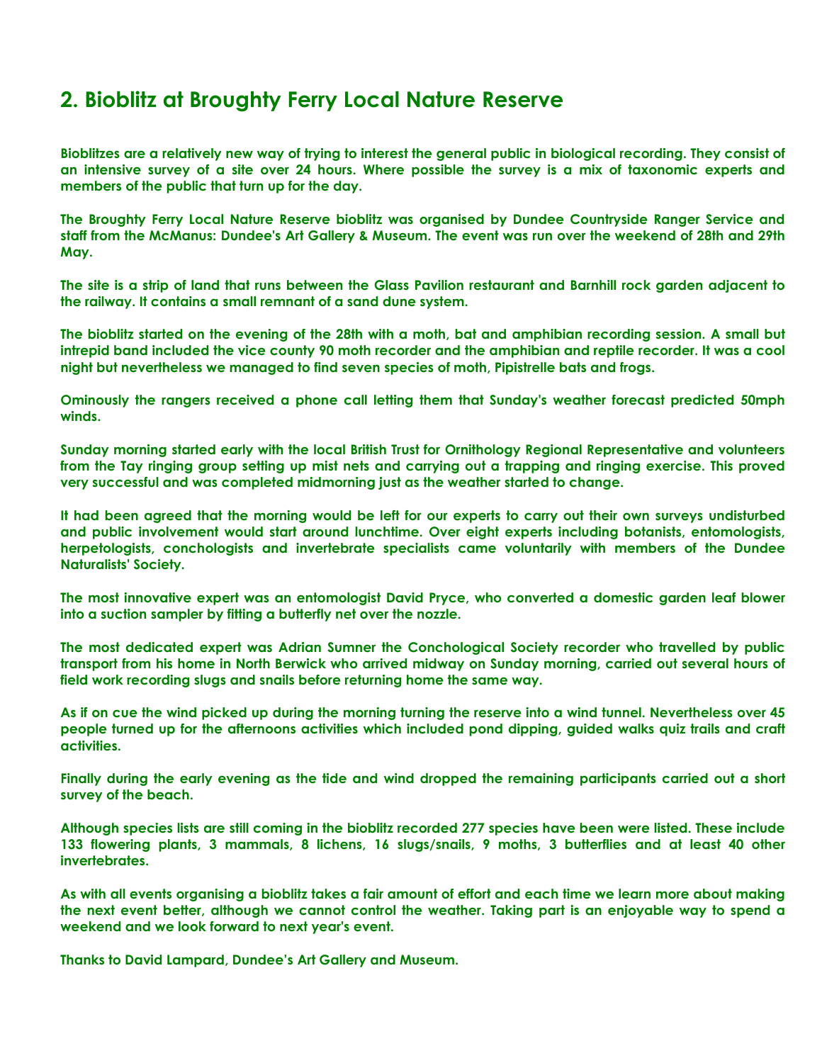## 2. Bioblitz at Broughty Ferry Local Nature Reserve

Bioblitzes are a relatively new way of trying to interest the general public in biological recording. They consist of an intensive survey of a site over 24 hours. Where possible the survey is a mix of taxonomic experts and members of the public that turn up for the day.

The Broughty Ferry Local Nature Reserve bioblitz was organised by Dundee Countryside Ranger Service and staff from the McManus: Dundee's Art Gallery & Museum. The event was run over the weekend of 28th and 29th May.

The site is a strip of land that runs between the Glass Pavilion restaurant and Barnhill rock garden adjacent to the railway. It contains a small remnant of a sand dune system.

The bioblitz started on the evening of the 28th with a moth, bat and amphibian recording session. A small but intrepid band included the vice county 90 moth recorder and the amphibian and reptile recorder. It was a cool night but nevertheless we managed to find seven species of moth, Pipistrelle bats and frogs.

Ominously the rangers received a phone call letting them that Sunday's weather forecast predicted 50mph winds.

Sunday morning started early with the local British Trust for Ornithology Regional Representative and volunteers from the Tay ringing group setting up mist nets and carrying out a trapping and ringing exercise. This proved very successful and was completed midmorning just as the weather started to change.

It had been agreed that the morning would be left for our experts to carry out their own surveys undisturbed and public involvement would start around lunchtime. Over eight experts including botanists, entomologists, herpetologists, conchologists and invertebrate specialists came voluntarily with members of the Dundee Naturalists' Society.

The most innovative expert was an entomologist David Pryce, who converted a domestic garden leaf blower into a suction sampler by fitting a butterfly net over the nozzle.

The most dedicated expert was Adrian Sumner the Conchological Society recorder who travelled by public transport from his home in North Berwick who arrived midway on Sunday morning, carried out several hours of field work recording slugs and snails before returning home the same way.

As if on cue the wind picked up during the morning turning the reserve into a wind tunnel. Nevertheless over 45 people turned up for the afternoons activities which included pond dipping, guided walks quiz trails and craft activities.

Finally during the early evening as the tide and wind dropped the remaining participants carried out a short survey of the beach.

Although species lists are still coming in the bioblitz recorded 277 species have been were listed. These include 133 flowering plants, 3 mammals, 8 lichens, 16 slugs/snails, 9 moths, 3 butterflies and at least 40 other invertebrates.

As with all events organising a bioblitz takes a fair amount of effort and each time we learn more about making the next event better, although we cannot control the weather. Taking part is an enjoyable way to spend a weekend and we look forward to next year's event.

Thanks to David Lampard, Dundee's Art Gallery and Museum.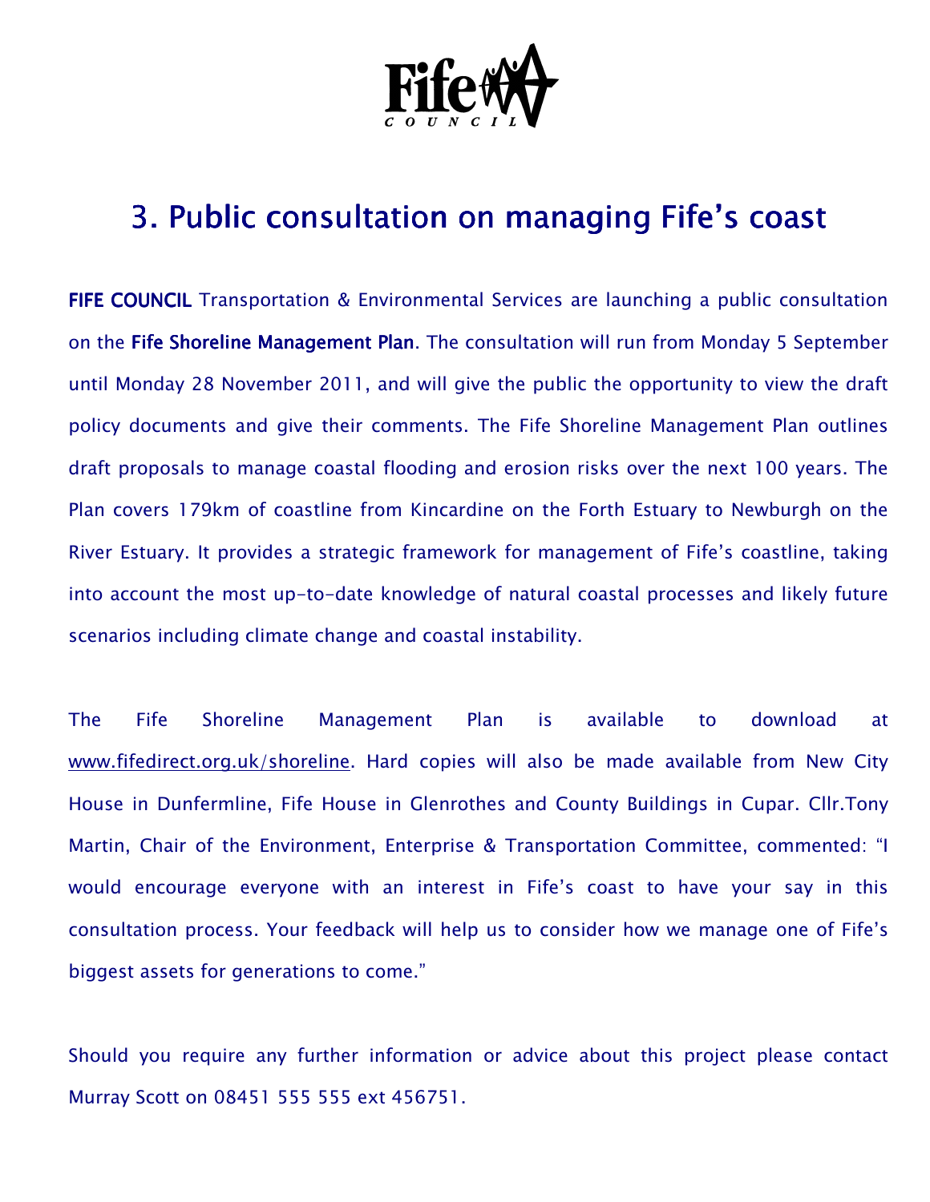# 3. Public consultation on managing Fife's coast

**FIFE COUNCIL** Transportation & Environmental Services are launching a public consultation on the **Fife Shoreline Management Plan**. The consultation will run from Monday 5 September until Monday 28 November 2011, and will give the public the opportunity to view the draft policy documents and give their comments. The Fife Shoreline Management Plan outlines draft proposals to manage coastal flooding and erosion risks over the next 100 years. The Plan covers 179km of coastline from Kincardine on the Forth Estuary to Newburgh on the River Estuary. It provides a strategic framework for management of Fife's coastline, taking into account the most up-to-date knowledge of natural coastal processes and likely future scenarios including climate change and coastal instability.

The Fife Shoreline Management Plan is available to download at www.fifedirect.org.uk/shoreline. Hard copies will also be made available from New City House in Dunfermline, Fife House in Glenrothes and County Buildings in Cupar. Cllr.Tony Martin, Chair of the Environment, Enterprise & Transportation Committee, commented: "I would encourage everyone with an interest in Fife's coast to have your say in this consultation process. Your feedback will help us to consider how we manage one of Fife's biggest assets for generations to come."

Should you require any further information or advice about this project please contact Murray Scott on 08451 555 555 ext 456751.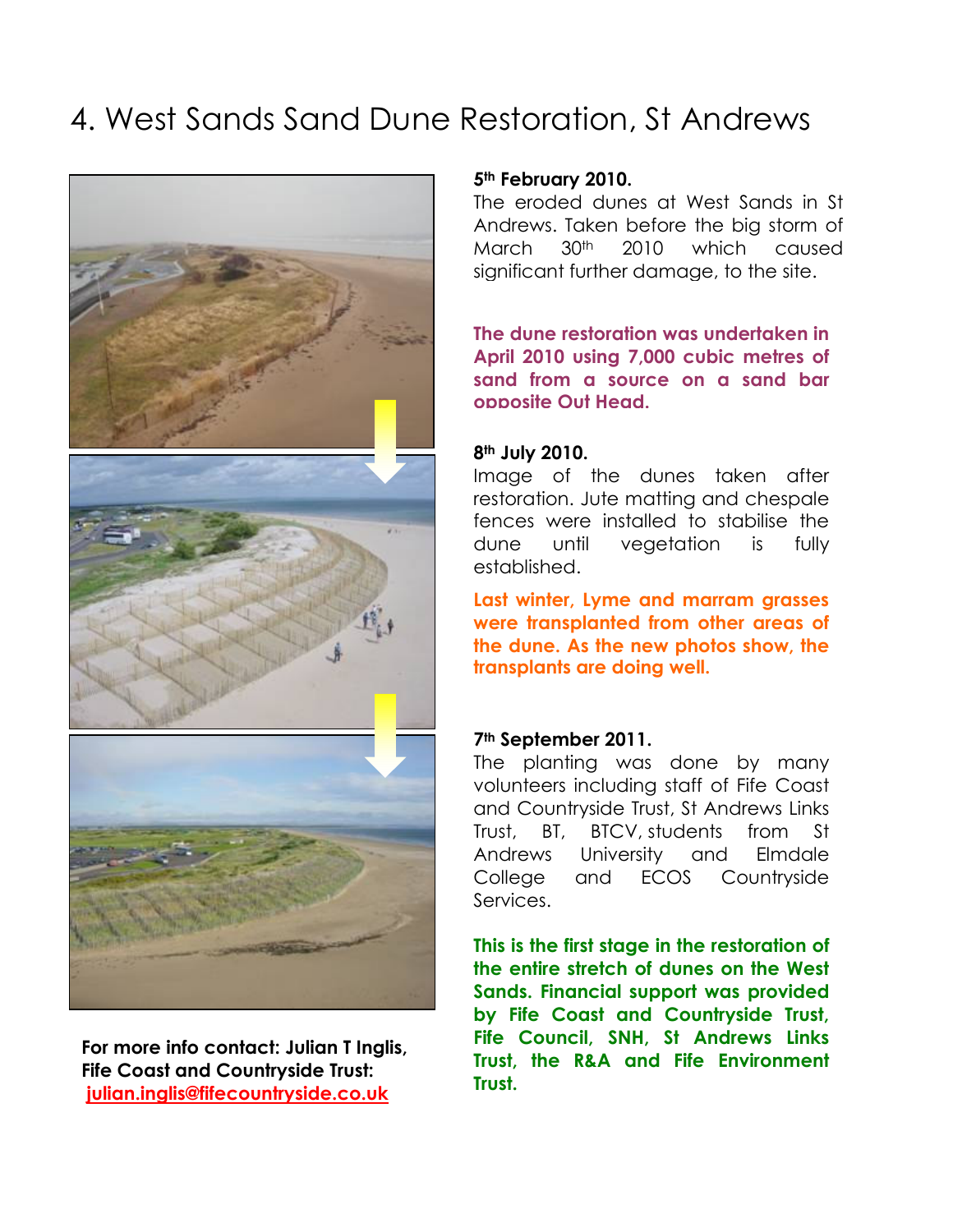# 4. West Sands Sand Dune Restoration, St Andrews

**5th February 2010.**
The eroded dunes at West Sands in St Andrews. Taken before the big storm of March 30th 2010 which caused significant further damage, to the site.

**The dune restoration was undertaken in April 2010 using 7,000 cubic metres of sand from a source on a sand bar opposite Out Head.**

**8th July 2010.**
Image of the dunes taken after restoration. Jute matting and chespale fences were installed to stabilise the dune until vegetation is fully established.

**Last winter, Lyme and marram grasses were transplanted from other areas of the dune. As the new photos show, the transplants are doing well.**

**7th September 2011.**
The planting was done by many volunteers including staff of Fife Coast and Countryside Trust, St Andrews Links Trust, BT, BTCV, students from St Andrews University and Elmdale College and ECOS Countryside Services.

**This is the first stage in the restoration of the entire stretch of dunes on the West Sands. Financial support was provided by Fife Coast and Countryside Trust, Fife Council, SNH, St Andrews Links Trust, the R&A and Fife Environment Trust.**

**For more info contact: Julian T Inglis, Fife Coast and Countryside Trust:**
**julian.inglis@fifecountryside.co.uk**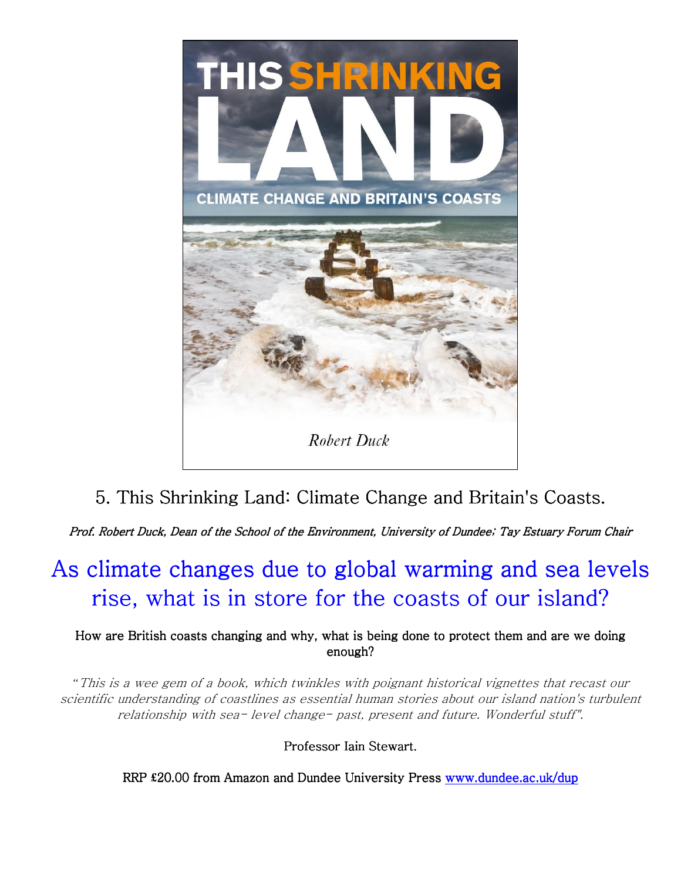5. This Shrinking Land: Climate Change and Britain's Coasts.

***Prof. Robert Duck, Dean of the School of the Environment, University of Dundee; Tay Estuary Forum Chair***

## As climate changes due to global warming and sea levels rise, what is in store for the coasts of our island?

**How are British coasts changing and why, what is being done to protect them and are we doing enough?**

*"This is a wee gem of a book, which twinkles with poignant historical vignettes that recast our scientific understanding of coastlines as essential human stories about our island nation's turbulent relationship with sea- level change- past, present and future. Wonderful stuff".*

Professor Iain Stewart.

**RRP £20.00 from Amazon and Dundee University Press [www.dundee.ac.uk/dup](www.dundee.ac.uk/dup)**